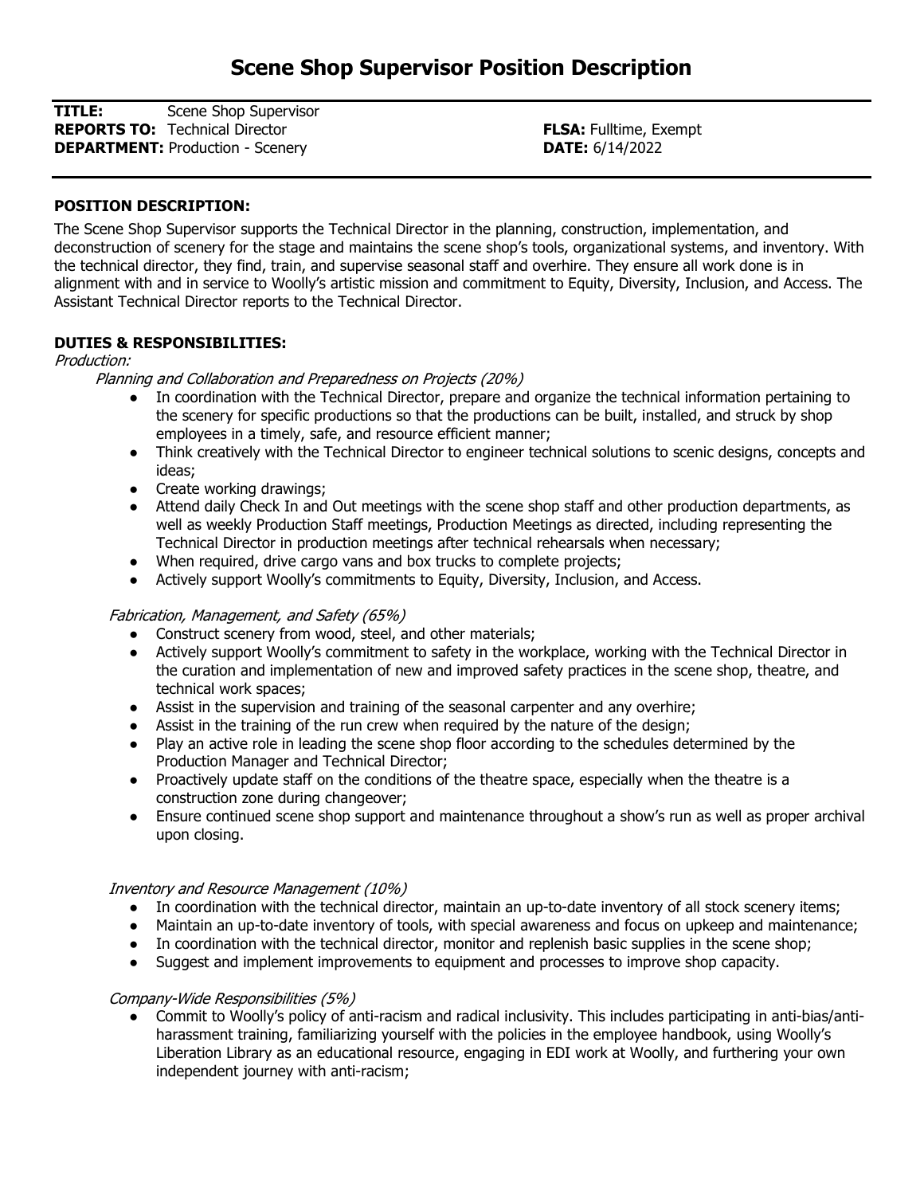# Scene Shop Supervisor Position Description

**TITLE:** Scene Shop Supervisor
**REPORTS TO:** Technical Director
**DEPARTMENT:** Production - Scenery

**FLSA:** Fulltime, Exempt
**DATE:** 6/14/2022

---

**POSITION DESCRIPTION:**

The Scene Shop Supervisor supports the Technical Director in the planning, construction, implementation, and deconstruction of scenery for the stage and maintains the scene shop's tools, organizational systems, and inventory. With the technical director, they find, train, and supervise seasonal staff and overhire. They ensure all work done is in alignment with and in service to Woolly's artistic mission and commitment to Equity, Diversity, Inclusion, and Access. The Assistant Technical Director reports to the Technical Director.

**DUTIES & RESPONSIBILITIES:**

*Production:*

*Planning and Collaboration and Preparedness on Projects (20%)*

- In coordination with the Technical Director, prepare and organize the technical information pertaining to the scenery for specific productions so that the productions can be built, installed, and struck by shop employees in a timely, safe, and resource efficient manner;
- Think creatively with the Technical Director to engineer technical solutions to scenic designs, concepts and ideas;
- Create working drawings;
- Attend daily Check In and Out meetings with the scene shop staff and other production departments, as well as weekly Production Staff meetings, Production Meetings as directed, including representing the Technical Director in production meetings after technical rehearsals when necessary;
- When required, drive cargo vans and box trucks to complete projects;
- Actively support Woolly's commitments to Equity, Diversity, Inclusion, and Access.

*Fabrication, Management, and Safety (65%)*

- Construct scenery from wood, steel, and other materials;
- Actively support Woolly's commitment to safety in the workplace, working with the Technical Director in the curation and implementation of new and improved safety practices in the scene shop, theatre, and technical work spaces;
- Assist in the supervision and training of the seasonal carpenter and any overhire;
- Assist in the training of the run crew when required by the nature of the design;
- Play an active role in leading the scene shop floor according to the schedules determined by the Production Manager and Technical Director;
- Proactively update staff on the conditions of the theatre space, especially when the theatre is a construction zone during changeover;
- Ensure continued scene shop support and maintenance throughout a show's run as well as proper archival upon closing.

*Inventory and Resource Management (10%)*

- In coordination with the technical director, maintain an up-to-date inventory of all stock scenery items;
- Maintain an up-to-date inventory of tools, with special awareness and focus on upkeep and maintenance;
- In coordination with the technical director, monitor and replenish basic supplies in the scene shop;
- Suggest and implement improvements to equipment and processes to improve shop capacity.

*Company-Wide Responsibilities (5%)*

- Commit to Woolly's policy of anti-racism and radical inclusivity. This includes participating in anti-bias/anti-harassment training, familiarizing yourself with the policies in the employee handbook, using Woolly's Liberation Library as an educational resource, engaging in EDI work at Woolly, and furthering your own independent journey with anti-racism;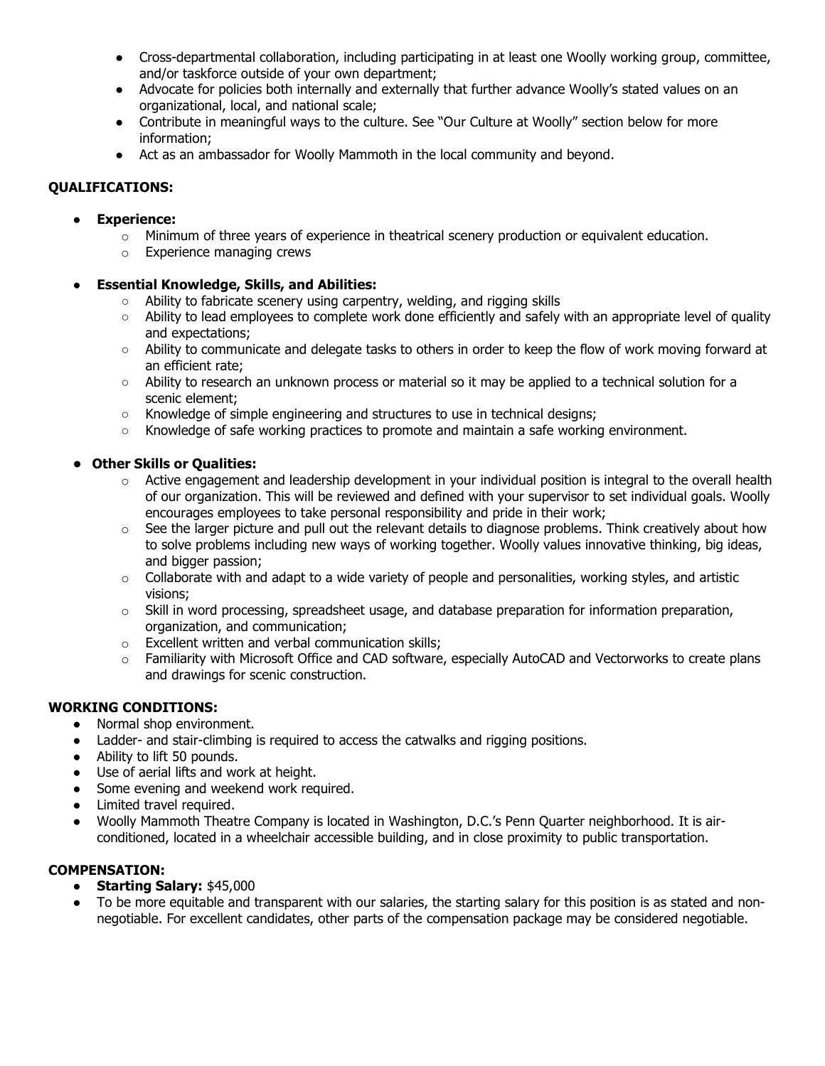- Cross-departmental collaboration, including participating in at least one Woolly working group, committee, and/or taskforce outside of your own department;
- Advocate for policies both internally and externally that further advance Woolly's stated values on an organizational, local, and national scale;
- Contribute in meaningful ways to the culture. See "Our Culture at Woolly" section below for more information;
- Act as an ambassador for Woolly Mammoth in the local community and beyond.

**QUALIFICATIONS:**

- **Experience:**
  - Minimum of three years of experience in theatrical scenery production or equivalent education.
  - Experience managing crews
- **Essential Knowledge, Skills, and Abilities:**
  - Ability to fabricate scenery using carpentry, welding, and rigging skills
  - Ability to lead employees to complete work done efficiently and safely with an appropriate level of quality and expectations;
  - Ability to communicate and delegate tasks to others in order to keep the flow of work moving forward at an efficient rate;
  - Ability to research an unknown process or material so it may be applied to a technical solution for a scenic element;
  - Knowledge of simple engineering and structures to use in technical designs;
  - Knowledge of safe working practices to promote and maintain a safe working environment.
- **Other Skills or Qualities:**
  - Active engagement and leadership development in your individual position is integral to the overall health of our organization. This will be reviewed and defined with your supervisor to set individual goals. Woolly encourages employees to take personal responsibility and pride in their work;
  - See the larger picture and pull out the relevant details to diagnose problems. Think creatively about how to solve problems including new ways of working together. Woolly values innovative thinking, big ideas, and bigger passion;
  - Collaborate with and adapt to a wide variety of people and personalities, working styles, and artistic visions;
  - Skill in word processing, spreadsheet usage, and database preparation for information preparation, organization, and communication;
  - Excellent written and verbal communication skills;
  - Familiarity with Microsoft Office and CAD software, especially AutoCAD and Vectorworks to create plans and drawings for scenic construction.

**WORKING CONDITIONS:**

- Normal shop environment.
- Ladder- and stair-climbing is required to access the catwalks and rigging positions.
- Ability to lift 50 pounds.
- Use of aerial lifts and work at height.
- Some evening and weekend work required.
- Limited travel required.
- Woolly Mammoth Theatre Company is located in Washington, D.C.'s Penn Quarter neighborhood. It is air-conditioned, located in a wheelchair accessible building, and in close proximity to public transportation.

**COMPENSATION:**

- **Starting Salary:** $45,000
- To be more equitable and transparent with our salaries, the starting salary for this position is as stated and non-negotiable. For excellent candidates, other parts of the compensation package may be considered negotiable.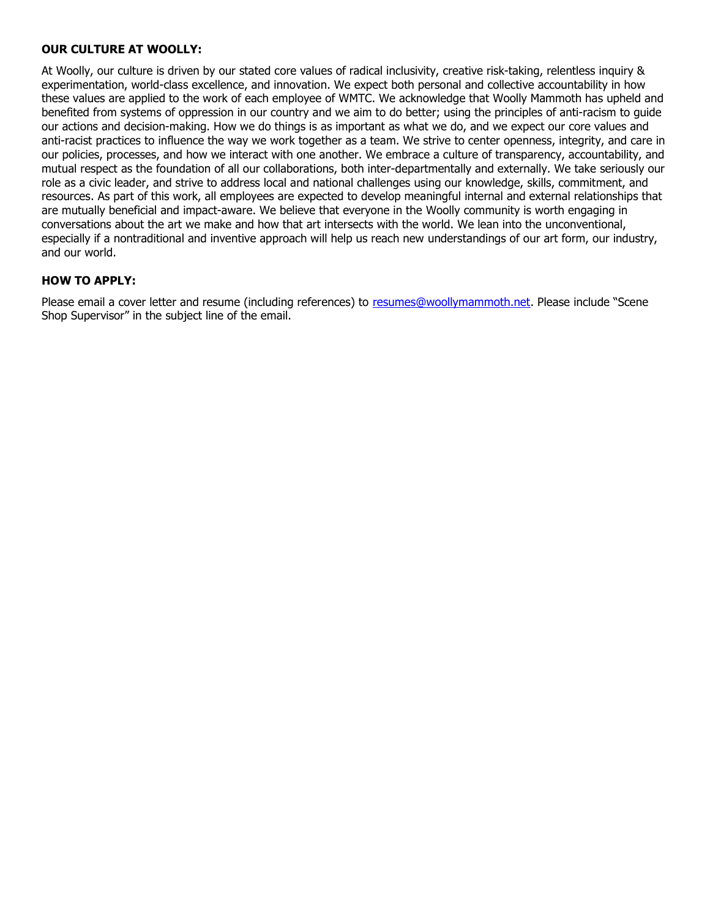**OUR CULTURE AT WOOLLY:**

At Woolly, our culture is driven by our stated core values of radical inclusivity, creative risk-taking, relentless inquiry & experimentation, world-class excellence, and innovation. We expect both personal and collective accountability in how these values are applied to the work of each employee of WMTC. We acknowledge that Woolly Mammoth has upheld and benefited from systems of oppression in our country and we aim to do better; using the principles of anti-racism to guide our actions and decision-making. How we do things is as important as what we do, and we expect our core values and anti-racist practices to influence the way we work together as a team. We strive to center openness, integrity, and care in our policies, processes, and how we interact with one another. We embrace a culture of transparency, accountability, and mutual respect as the foundation of all our collaborations, both inter-departmentally and externally. We take seriously our role as a civic leader, and strive to address local and national challenges using our knowledge, skills, commitment, and resources. As part of this work, all employees are expected to develop meaningful internal and external relationships that are mutually beneficial and impact-aware. We believe that everyone in the Woolly community is worth engaging in conversations about the art we make and how that art intersects with the world. We lean into the unconventional, especially if a nontraditional and inventive approach will help us reach new understandings of our art form, our industry, and our world.

**HOW TO APPLY:**

Please email a cover letter and resume (including references) to resumes@woollymammoth.net. Please include "Scene Shop Supervisor" in the subject line of the email.